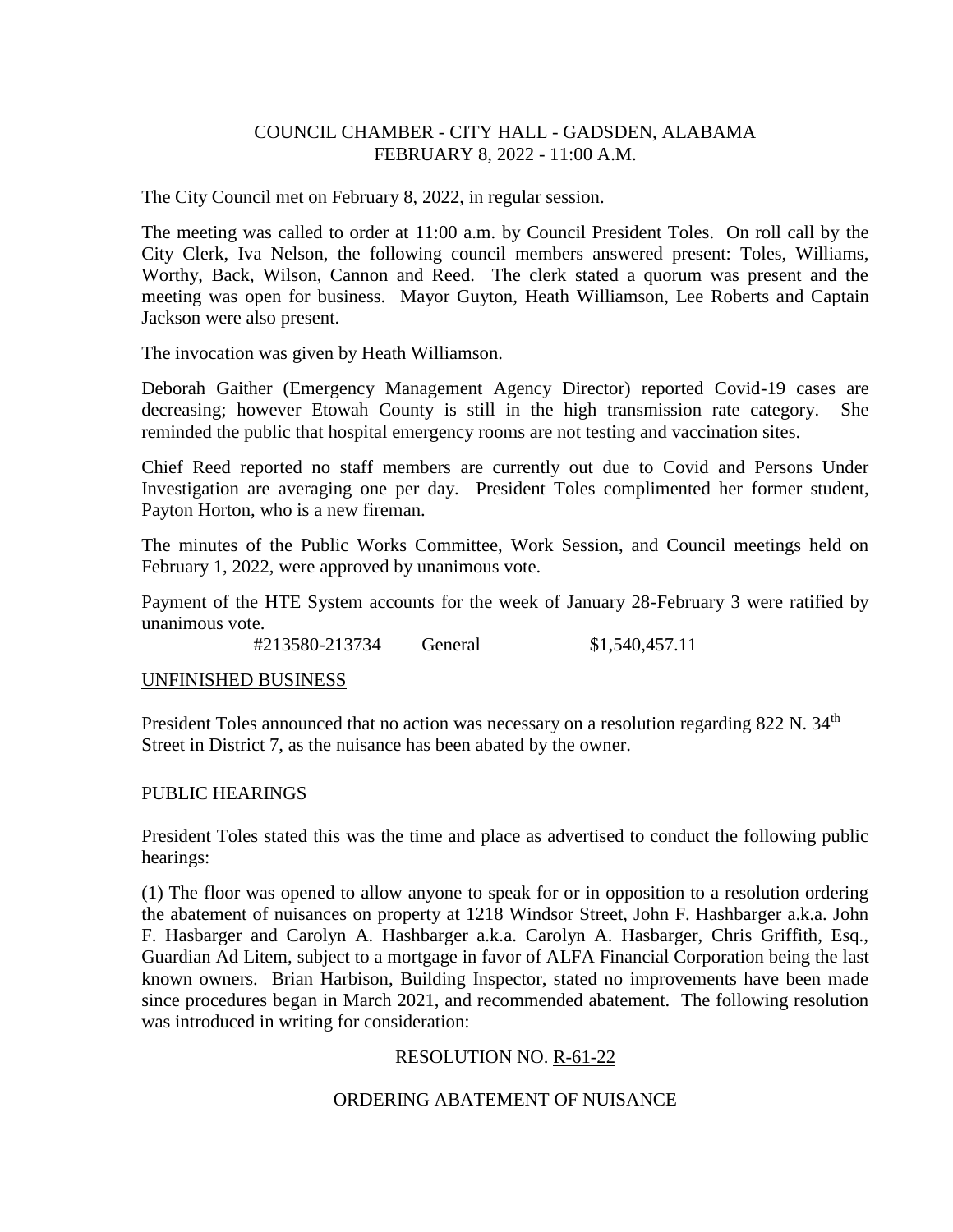COUNCIL CHAMBER - CITY HALL - GADSDEN, ALABAMA
FEBRUARY 8, 2022 - 11:00 A.M.

The City Council met on February 8, 2022, in regular session.

The meeting was called to order at 11:00 a.m. by Council President Toles. On roll call by the City Clerk, Iva Nelson, the following council members answered present: Toles, Williams, Worthy, Back, Wilson, Cannon and Reed. The clerk stated a quorum was present and the meeting was open for business. Mayor Guyton, Heath Williamson, Lee Roberts and Captain Jackson were also present.

The invocation was given by Heath Williamson.

Deborah Gaither (Emergency Management Agency Director) reported Covid-19 cases are decreasing; however Etowah County is still in the high transmission rate category. She reminded the public that hospital emergency rooms are not testing and vaccination sites.

Chief Reed reported no staff members are currently out due to Covid and Persons Under Investigation are averaging one per day. President Toles complimented her former student, Payton Horton, who is a new fireman.

The minutes of the Public Works Committee, Work Session, and Council meetings held on February 1, 2022, were approved by unanimous vote.

Payment of the HTE System accounts for the week of January 28-February 3 were ratified by unanimous vote.

#213580-213734 General $1,540,457.11

UNFINISHED BUSINESS

President Toles announced that no action was necessary on a resolution regarding 822 N. 34th Street in District 7, as the nuisance has been abated by the owner.

PUBLIC HEARINGS

President Toles stated this was the time and place as advertised to conduct the following public hearings:

(1) The floor was opened to allow anyone to speak for or in opposition to a resolution ordering the abatement of nuisances on property at 1218 Windsor Street, John F. Hashbarger a.k.a. John F. Hasbarger and Carolyn A. Hashbarger a.k.a. Carolyn A. Hasbarger, Chris Griffith, Esq., Guardian Ad Litem, subject to a mortgage in favor of ALFA Financial Corporation being the last known owners. Brian Harbison, Building Inspector, stated no improvements have been made since procedures began in March 2021, and recommended abatement. The following resolution was introduced in writing for consideration:

RESOLUTION NO. R-61-22

ORDERING ABATEMENT OF NUISANCE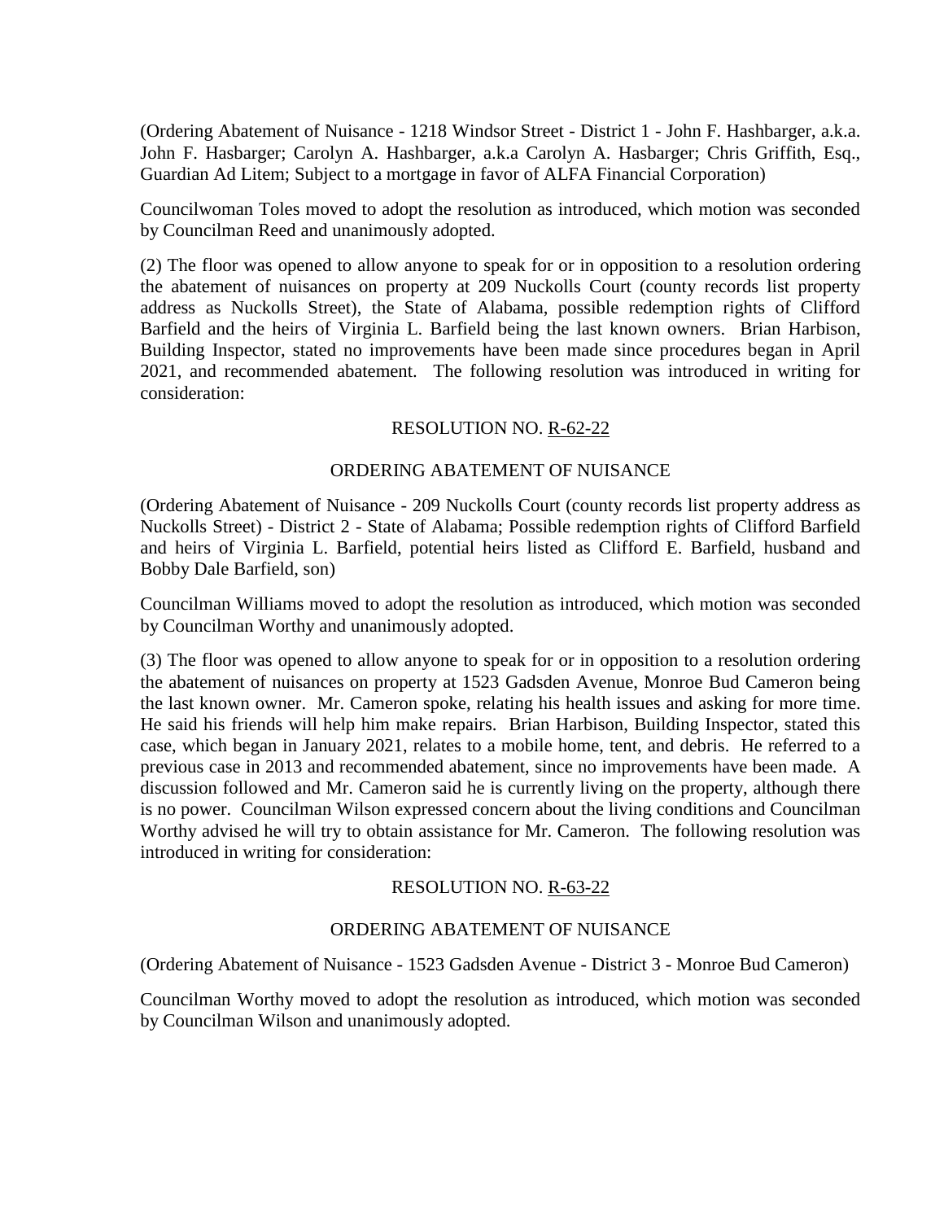(Ordering Abatement of Nuisance - 1218 Windsor Street - District 1 - John F. Hashbarger, a.k.a. John F. Hasbarger; Carolyn A. Hashbarger, a.k.a Carolyn A. Hasbarger; Chris Griffith, Esq., Guardian Ad Litem; Subject to a mortgage in favor of ALFA Financial Corporation)

Councilwoman Toles moved to adopt the resolution as introduced, which motion was seconded by Councilman Reed and unanimously adopted.

(2) The floor was opened to allow anyone to speak for or in opposition to a resolution ordering the abatement of nuisances on property at 209 Nuckolls Court (county records list property address as Nuckolls Street), the State of Alabama, possible redemption rights of Clifford Barfield and the heirs of Virginia L. Barfield being the last known owners. Brian Harbison, Building Inspector, stated no improvements have been made since procedures began in April 2021, and recommended abatement. The following resolution was introduced in writing for consideration:

RESOLUTION NO. R-62-22

ORDERING ABATEMENT OF NUISANCE

(Ordering Abatement of Nuisance - 209 Nuckolls Court (county records list property address as Nuckolls Street) - District 2 - State of Alabama; Possible redemption rights of Clifford Barfield and heirs of Virginia L. Barfield, potential heirs listed as Clifford E. Barfield, husband and Bobby Dale Barfield, son)

Councilman Williams moved to adopt the resolution as introduced, which motion was seconded by Councilman Worthy and unanimously adopted.

(3) The floor was opened to allow anyone to speak for or in opposition to a resolution ordering the abatement of nuisances on property at 1523 Gadsden Avenue, Monroe Bud Cameron being the last known owner. Mr. Cameron spoke, relating his health issues and asking for more time. He said his friends will help him make repairs. Brian Harbison, Building Inspector, stated this case, which began in January 2021, relates to a mobile home, tent, and debris. He referred to a previous case in 2013 and recommended abatement, since no improvements have been made. A discussion followed and Mr. Cameron said he is currently living on the property, although there is no power. Councilman Wilson expressed concern about the living conditions and Councilman Worthy advised he will try to obtain assistance for Mr. Cameron. The following resolution was introduced in writing for consideration:

RESOLUTION NO. R-63-22

ORDERING ABATEMENT OF NUISANCE

(Ordering Abatement of Nuisance - 1523 Gadsden Avenue - District 3 - Monroe Bud Cameron)

Councilman Worthy moved to adopt the resolution as introduced, which motion was seconded by Councilman Wilson and unanimously adopted.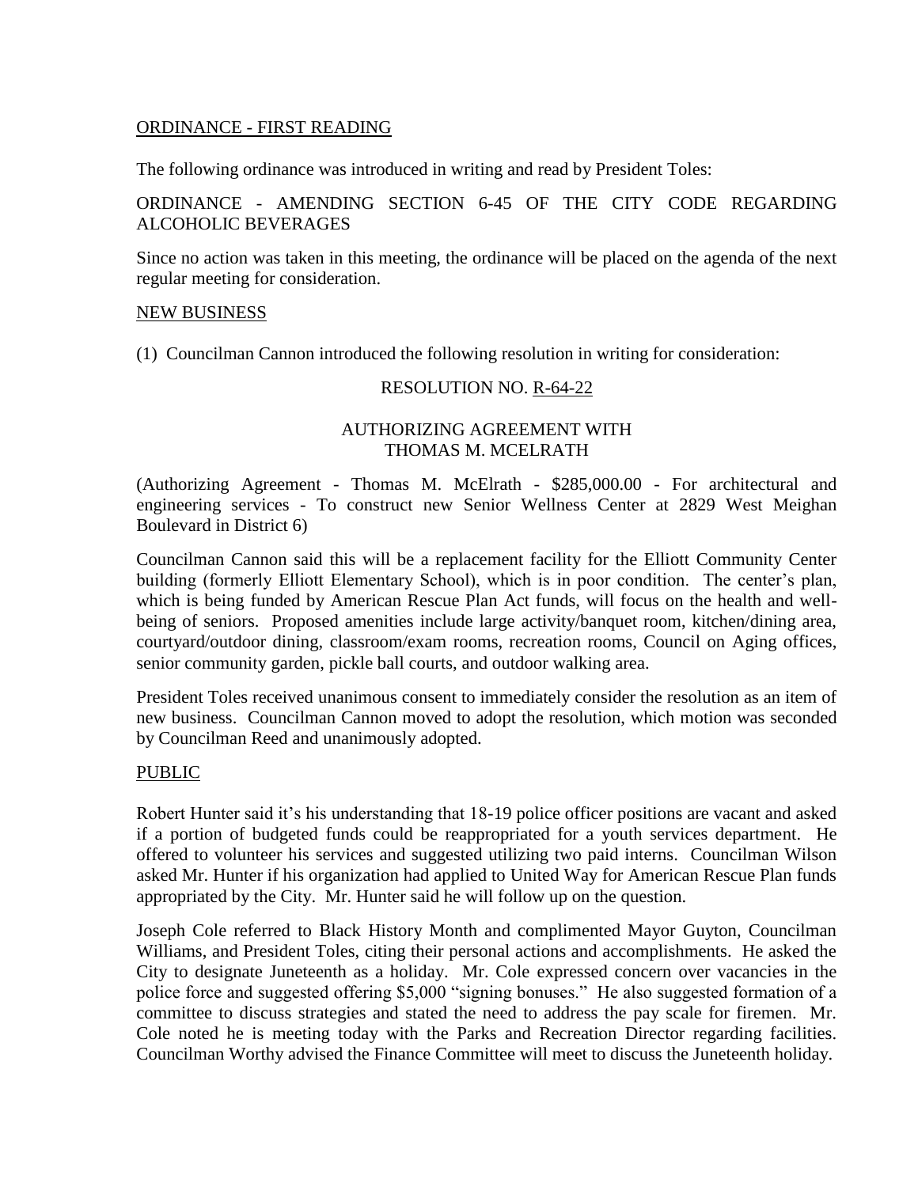## ORDINANCE - FIRST READING

The following ordinance was introduced in writing and read by President Toles:

ORDINANCE - AMENDING SECTION 6-45 OF THE CITY CODE REGARDING ALCOHOLIC BEVERAGES

Since no action was taken in this meeting, the ordinance will be placed on the agenda of the next regular meeting for consideration.

## NEW BUSINESS

(1) Councilman Cannon introduced the following resolution in writing for consideration:

RESOLUTION NO. R-64-22

AUTHORIZING AGREEMENT WITH
THOMAS M. MCELRATH

(Authorizing Agreement - Thomas M. McElrath - $285,000.00 - For architectural and engineering services - To construct new Senior Wellness Center at 2829 West Meighan Boulevard in District 6)

Councilman Cannon said this will be a replacement facility for the Elliott Community Center building (formerly Elliott Elementary School), which is in poor condition. The center's plan, which is being funded by American Rescue Plan Act funds, will focus on the health and well-being of seniors. Proposed amenities include large activity/banquet room, kitchen/dining area, courtyard/outdoor dining, classroom/exam rooms, recreation rooms, Council on Aging offices, senior community garden, pickle ball courts, and outdoor walking area.

President Toles received unanimous consent to immediately consider the resolution as an item of new business. Councilman Cannon moved to adopt the resolution, which motion was seconded by Councilman Reed and unanimously adopted.

## PUBLIC

Robert Hunter said it's his understanding that 18-19 police officer positions are vacant and asked if a portion of budgeted funds could be reappropriated for a youth services department. He offered to volunteer his services and suggested utilizing two paid interns. Councilman Wilson asked Mr. Hunter if his organization had applied to United Way for American Rescue Plan funds appropriated by the City. Mr. Hunter said he will follow up on the question.

Joseph Cole referred to Black History Month and complimented Mayor Guyton, Councilman Williams, and President Toles, citing their personal actions and accomplishments. He asked the City to designate Juneteenth as a holiday. Mr. Cole expressed concern over vacancies in the police force and suggested offering $5,000 "signing bonuses." He also suggested formation of a committee to discuss strategies and stated the need to address the pay scale for firemen. Mr. Cole noted he is meeting today with the Parks and Recreation Director regarding facilities. Councilman Worthy advised the Finance Committee will meet to discuss the Juneteenth holiday.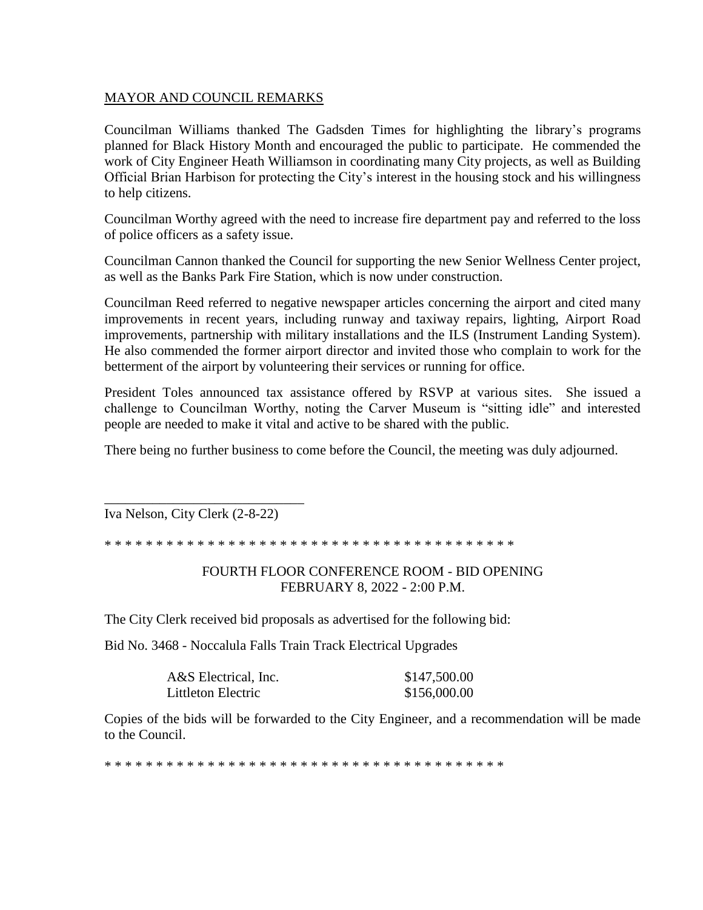## MAYOR AND COUNCIL REMARKS

Councilman Williams thanked The Gadsden Times for highlighting the library's programs planned for Black History Month and encouraged the public to participate. He commended the work of City Engineer Heath Williamson in coordinating many City projects, as well as Building Official Brian Harbison for protecting the City's interest in the housing stock and his willingness to help citizens.

Councilman Worthy agreed with the need to increase fire department pay and referred to the loss of police officers as a safety issue.

Councilman Cannon thanked the Council for supporting the new Senior Wellness Center project, as well as the Banks Park Fire Station, which is now under construction.

Councilman Reed referred to negative newspaper articles concerning the airport and cited many improvements in recent years, including runway and taxiway repairs, lighting, Airport Road improvements, partnership with military installations and the ILS (Instrument Landing System). He also commended the former airport director and invited those who complain to work for the betterment of the airport by volunteering their services or running for office.

President Toles announced tax assistance offered by RSVP at various sites. She issued a challenge to Councilman Worthy, noting the Carver Museum is "sitting idle" and interested people are needed to make it vital and active to be shared with the public.

There being no further business to come before the Council, the meeting was duly adjourned.

\_\_\_\_\_\_\_\_\_\_\_\_\_\_\_\_\_\_\_\_\_\_\_\_\_\_\_\_\_\_

Iva Nelson, City Clerk (2-8-22)

\* \* \* \* \* \* \* \* \* \* \* \* \* \* \* \* \* \* \* \* \* \* \* \* \* \* \* \* \* \* \* \* \* \* \* \* \* \* \* \* \*

FOURTH FLOOR CONFERENCE ROOM - BID OPENING
FEBRUARY 8, 2022 - 2:00 P.M.

The City Clerk received bid proposals as advertised for the following bid:

Bid No. 3468 - Noccalula Falls Train Track Electrical Upgrades

| | |
|---|---|
| A&S Electrical, Inc. | $147,500.00 |
| Littleton Electric | $156,000.00 |

Copies of the bids will be forwarded to the City Engineer, and a recommendation will be made to the Council.

\* \* \* \* \* \* \* \* \* \* \* \* \* \* \* \* \* \* \* \* \* \* \* \* \* \* \* \* \* \* \* \* \* \* \* \* \* \* \* \*